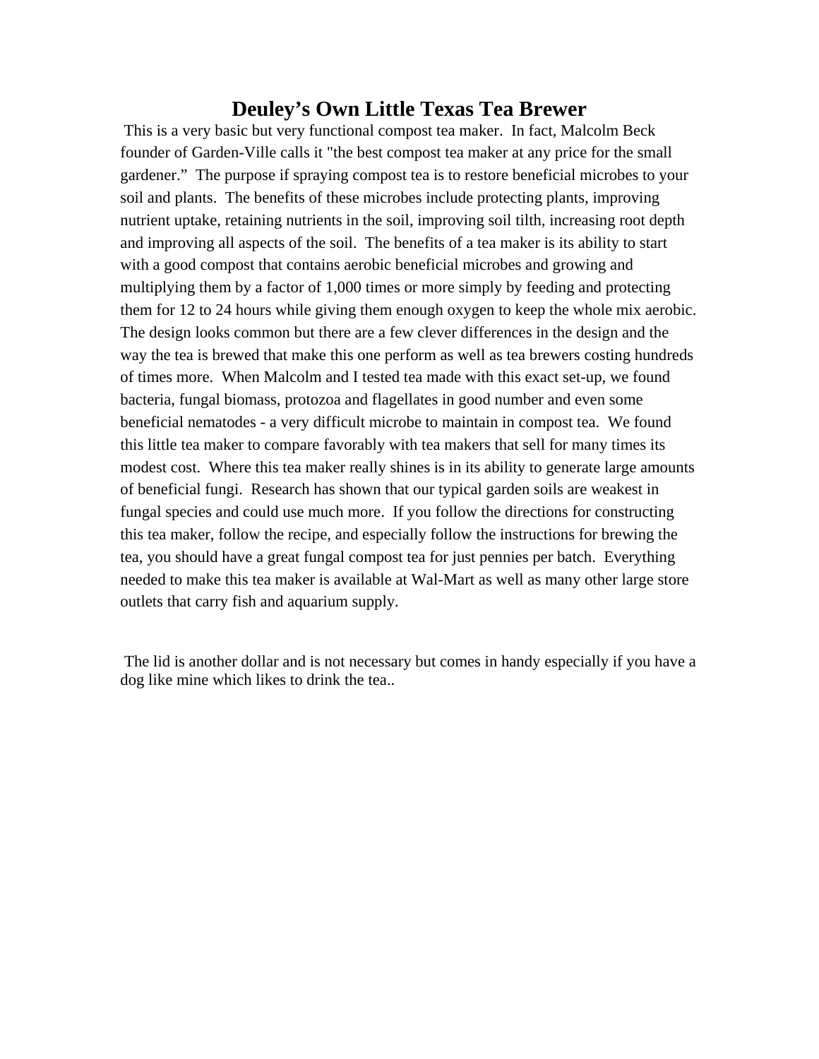# Deuley's Own Little Texas Tea Brewer

This is a very basic but very functional compost tea maker. In fact, Malcolm Beck founder of Garden-Ville calls it "the best compost tea maker at any price for the small gardener." The purpose if spraying compost tea is to restore beneficial microbes to your soil and plants. The benefits of these microbes include protecting plants, improving nutrient uptake, retaining nutrients in the soil, improving soil tilth, increasing root depth and improving all aspects of the soil. The benefits of a tea maker is its ability to start with a good compost that contains aerobic beneficial microbes and growing and multiplying them by a factor of 1,000 times or more simply by feeding and protecting them for 12 to 24 hours while giving them enough oxygen to keep the whole mix aerobic. The design looks common but there are a few clever differences in the design and the way the tea is brewed that make this one perform as well as tea brewers costing hundreds of times more. When Malcolm and I tested tea made with this exact set-up, we found bacteria, fungal biomass, protozoa and flagellates in good number and even some beneficial nematodes - a very difficult microbe to maintain in compost tea. We found this little tea maker to compare favorably with tea makers that sell for many times its modest cost. Where this tea maker really shines is in its ability to generate large amounts of beneficial fungi. Research has shown that our typical garden soils are weakest in fungal species and could use much more. If you follow the directions for constructing this tea maker, follow the recipe, and especially follow the instructions for brewing the tea, you should have a great fungal compost tea for just pennies per batch. Everything needed to make this tea maker is available at Wal-Mart as well as many other large store outlets that carry fish and aquarium supply.

The lid is another dollar and is not necessary but comes in handy especially if you have a dog like mine which likes to drink the tea..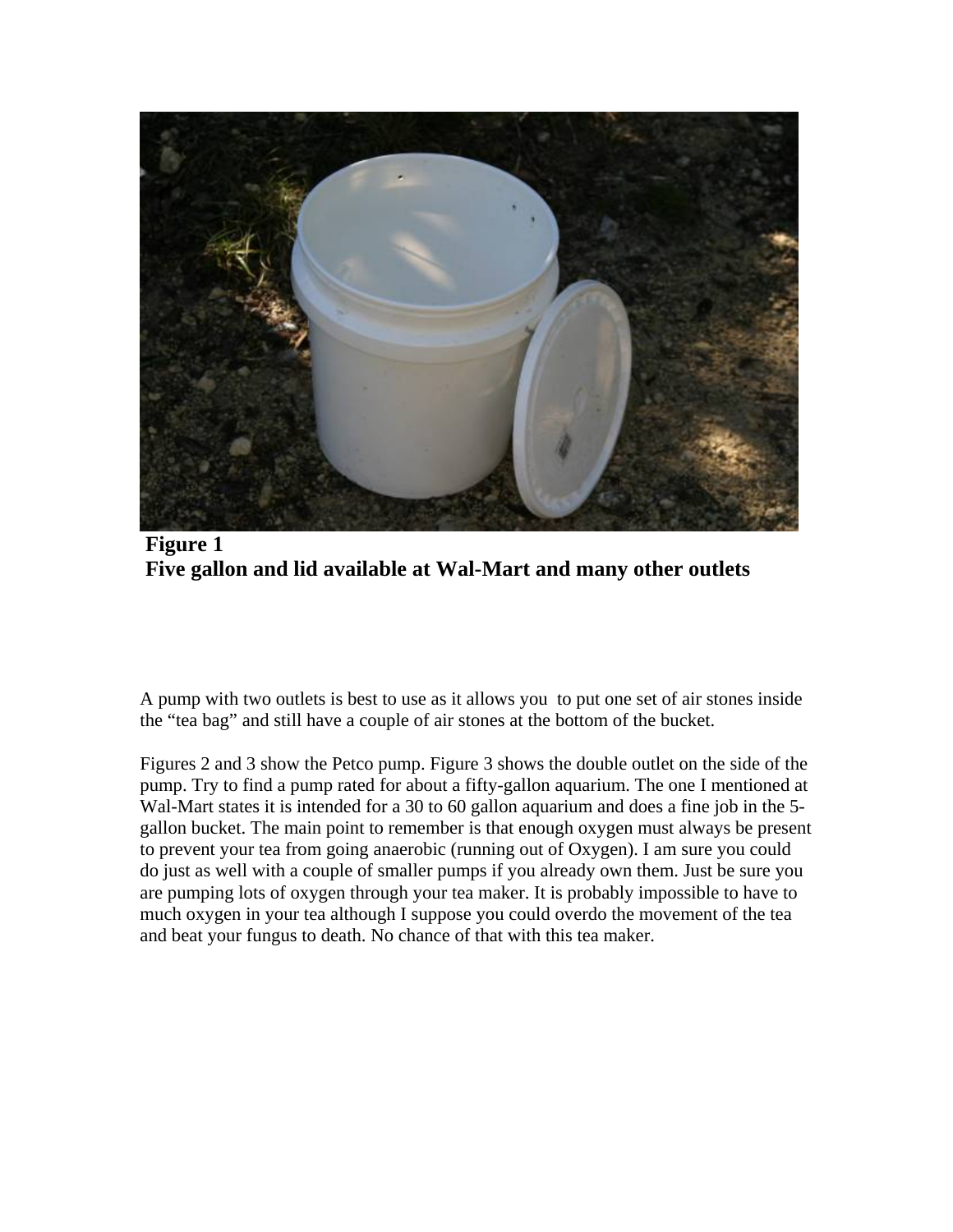**Figure 1**
**Five gallon and lid available at Wal-Mart and many other outlets**

A pump with two outlets is best to use as it allows you  to put one set of air stones inside the "tea bag" and still have a couple of air stones at the bottom of the bucket.

Figures 2 and 3 show the Petco pump. Figure 3 shows the double outlet on the side of the pump. Try to find a pump rated for about a fifty-gallon aquarium. The one I mentioned at Wal-Mart states it is intended for a 30 to 60 gallon aquarium and does a fine job in the 5-gallon bucket. The main point to remember is that enough oxygen must always be present to prevent your tea from going anaerobic (running out of Oxygen). I am sure you could do just as well with a couple of smaller pumps if you already own them. Just be sure you are pumping lots of oxygen through your tea maker. It is probably impossible to have to much oxygen in your tea although I suppose you could overdo the movement of the tea and beat your fungus to death. No chance of that with this tea maker.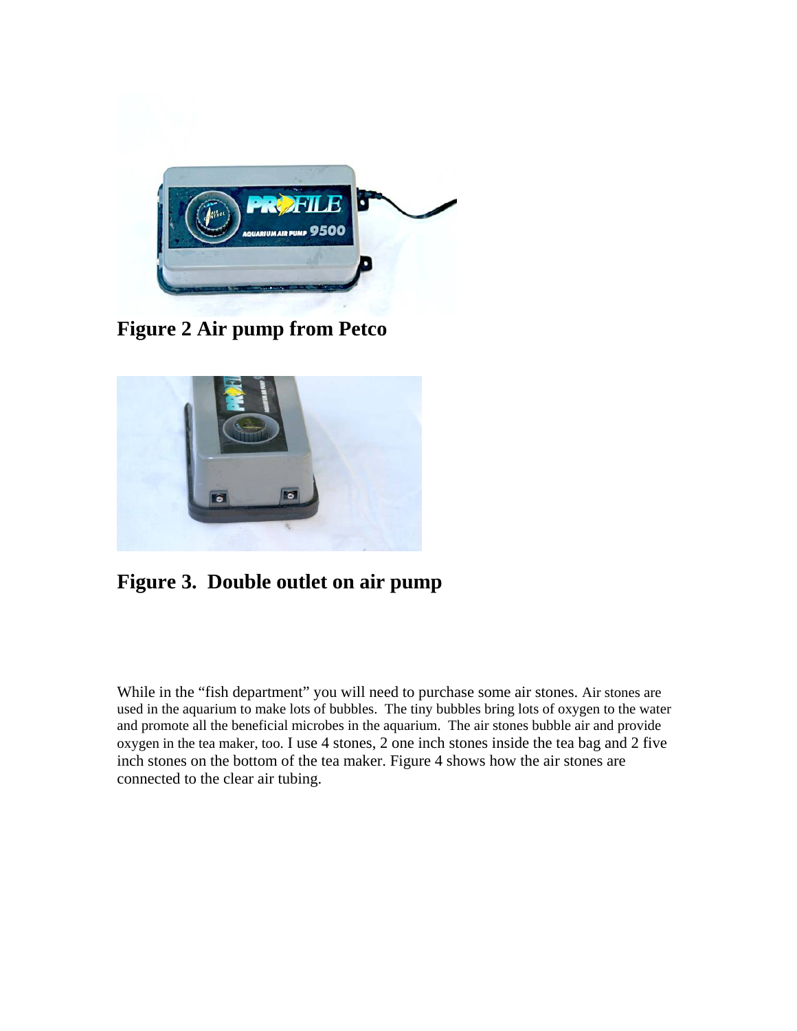**Figure 2 Air pump from Petco**

**Figure 3. Double outlet on air pump**

While in the "fish department" you will need to purchase some air stones. Air stones are used in the aquarium to make lots of bubbles. The tiny bubbles bring lots of oxygen to the water and promote all the beneficial microbes in the aquarium. The air stones bubble air and provide oxygen in the tea maker, too. I use 4 stones, 2 one inch stones inside the tea bag and 2 five inch stones on the bottom of the tea maker. Figure 4 shows how the air stones are connected to the clear air tubing.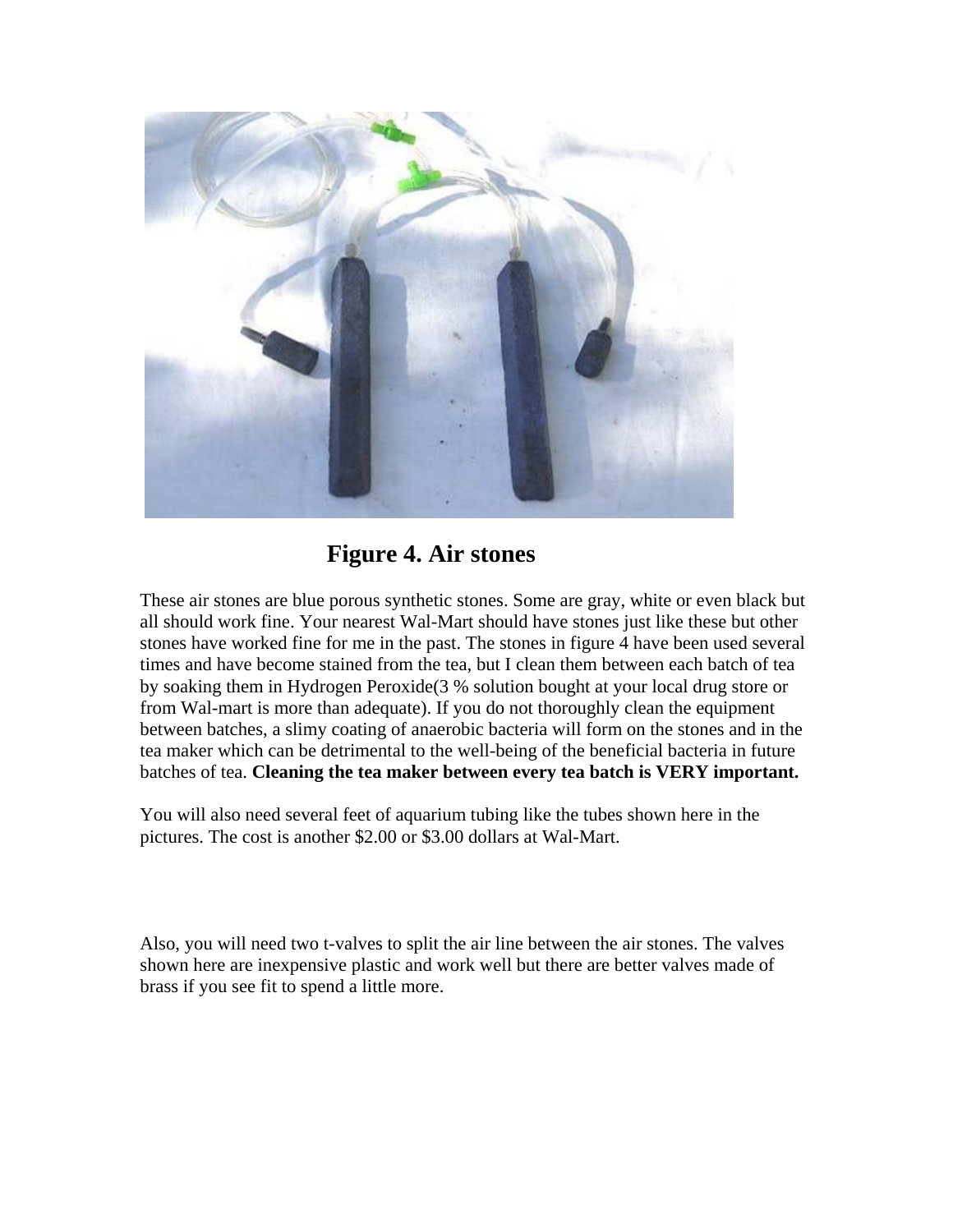**Figure 4. Air stones**

These air stones are blue porous synthetic stones. Some are gray, white or even black but all should work fine. Your nearest Wal-Mart should have stones just like these but other stones have worked fine for me in the past. The stones in figure 4 have been used several times and have become stained from the tea, but I clean them between each batch of tea by soaking them in Hydrogen Peroxide(3 % solution bought at your local drug store or from Wal-mart is more than adequate). If you do not thoroughly clean the equipment between batches, a slimy coating of anaerobic bacteria will form on the stones and in the tea maker which can be detrimental to the well-being of the beneficial bacteria in future batches of tea. **Cleaning the tea maker between every tea batch is VERY important.**

You will also need several feet of aquarium tubing like the tubes shown here in the pictures. The cost is another $2.00 or $3.00 dollars at Wal-Mart.

Also, you will need two t-valves to split the air line between the air stones. The valves shown here are inexpensive plastic and work well but there are better valves made of brass if you see fit to spend a little more.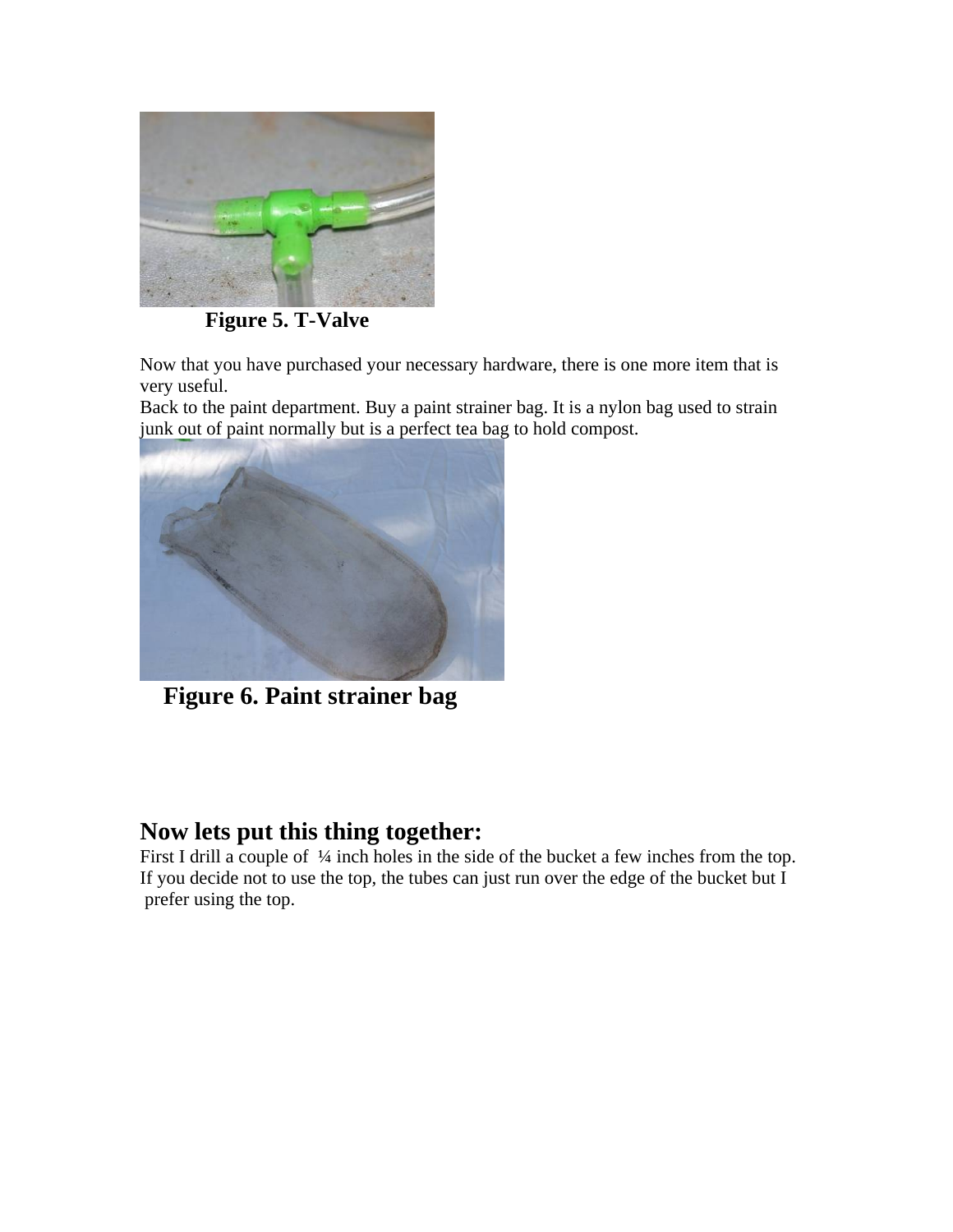**Figure 5. T-Valve**

Now that you have purchased your necessary hardware, there is one more item that is very useful.
Back to the paint department. Buy a paint strainer bag. It is a nylon bag used to strain junk out of paint normally but is a perfect tea bag to hold compost.

**Figure 6. Paint strainer bag**

## Now lets put this thing together:

First I drill a couple of ¼ inch holes in the side of the bucket a few inches from the top. If you decide not to use the top, the tubes can just run over the edge of the bucket but I prefer using the top.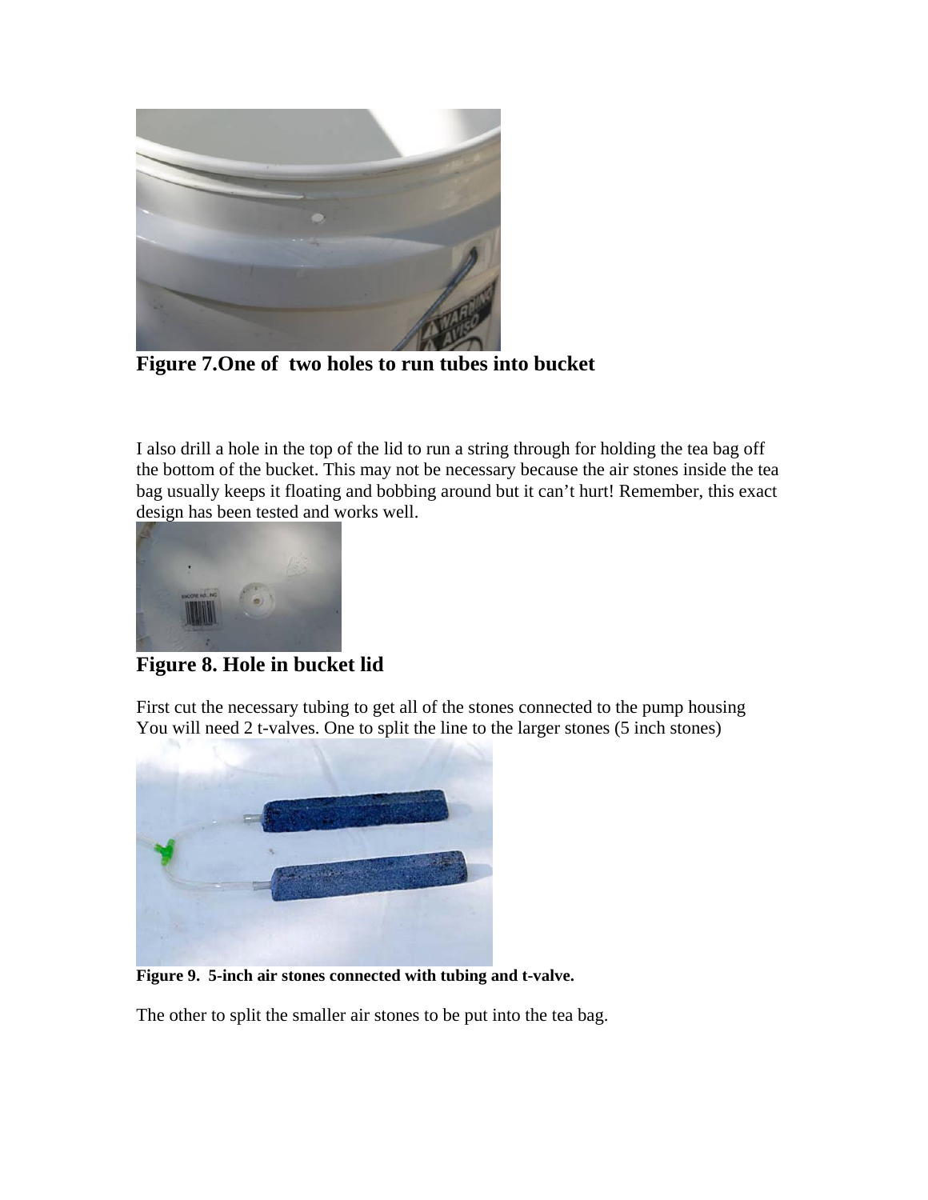**Figure 7.One of two holes to run tubes into bucket**

I also drill a hole in the top of the lid to run a string through for holding the tea bag off the bottom of the bucket. This may not be necessary because the air stones inside the tea bag usually keeps it floating and bobbing around but it can't hurt! Remember, this exact design has been tested and works well.

**Figure 8. Hole in bucket lid**

First cut the necessary tubing to get all of the stones connected to the pump housing
You will need 2 t-valves. One to split the line to the larger stones (5 inch stones)

**Figure 9. 5-inch air stones connected with tubing and t-valve.**

The other to split the smaller air stones to be put into the tea bag.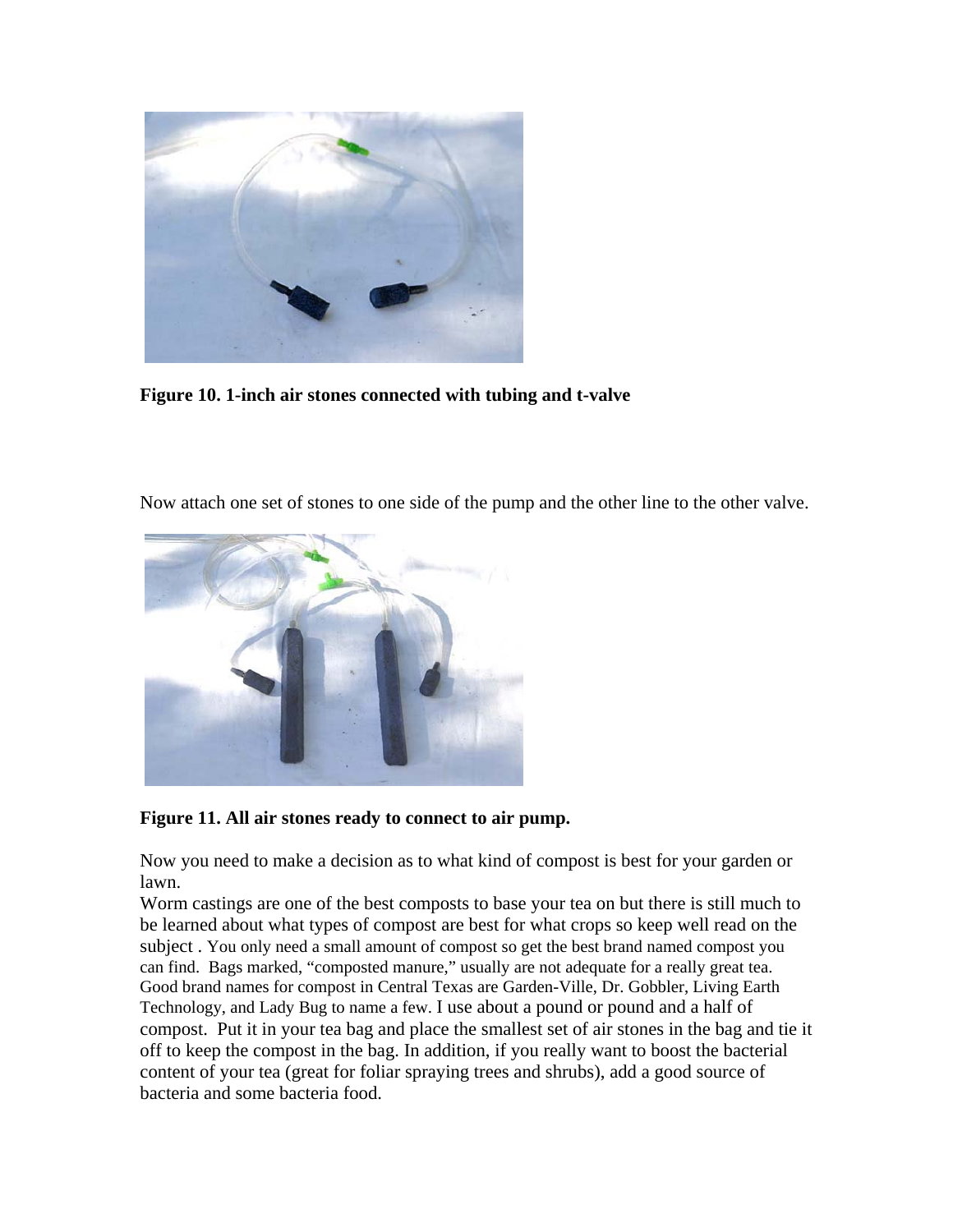**Figure 10. 1-inch air stones connected with tubing and t-valve**

Now attach one set of stones to one side of the pump and the other line to the other valve.

**Figure 11. All air stones ready to connect to air pump.**

Now you need to make a decision as to what kind of compost is best for your garden or lawn.

Worm castings are one of the best composts to base your tea on but there is still much to be learned about what types of compost are best for what crops so keep well read on the subject . You only need a small amount of compost so get the best brand named compost you can find. Bags marked, "composted manure," usually are not adequate for a really great tea. Good brand names for compost in Central Texas are Garden-Ville, Dr. Gobbler, Living Earth Technology, and Lady Bug to name a few. I use about a pound or pound and a half of compost. Put it in your tea bag and place the smallest set of air stones in the bag and tie it off to keep the compost in the bag. In addition, if you really want to boost the bacterial content of your tea (great for foliar spraying trees and shrubs), add a good source of bacteria and some bacteria food.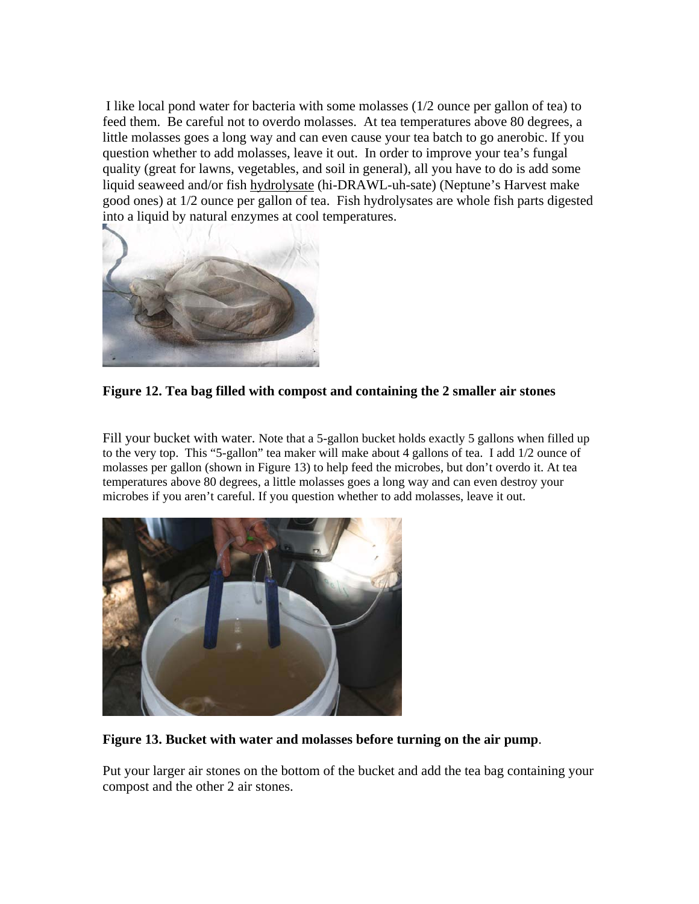I like local pond water for bacteria with some molasses (1/2 ounce per gallon of tea) to feed them. Be careful not to overdo molasses. At tea temperatures above 80 degrees, a little molasses goes a long way and can even cause your tea batch to go anerobic. If you question whether to add molasses, leave it out. In order to improve your tea's fungal quality (great for lawns, vegetables, and soil in general), all you have to do is add some liquid seaweed and/or fish hydrolysate (hi-DRAWL-uh-sate) (Neptune's Harvest make good ones) at 1/2 ounce per gallon of tea. Fish hydrolysates are whole fish parts digested into a liquid by natural enzymes at cool temperatures.

**Figure 12. Tea bag filled with compost and containing the 2 smaller air stones**

Fill your bucket with water. Note that a 5-gallon bucket holds exactly 5 gallons when filled up to the very top. This "5-gallon" tea maker will make about 4 gallons of tea. I add 1/2 ounce of molasses per gallon (shown in Figure 13) to help feed the microbes, but don't overdo it. At tea temperatures above 80 degrees, a little molasses goes a long way and can even destroy your microbes if you aren't careful. If you question whether to add molasses, leave it out.

**Figure 13. Bucket with water and molasses before turning on the air pump**.

Put your larger air stones on the bottom of the bucket and add the tea bag containing your compost and the other 2 air stones.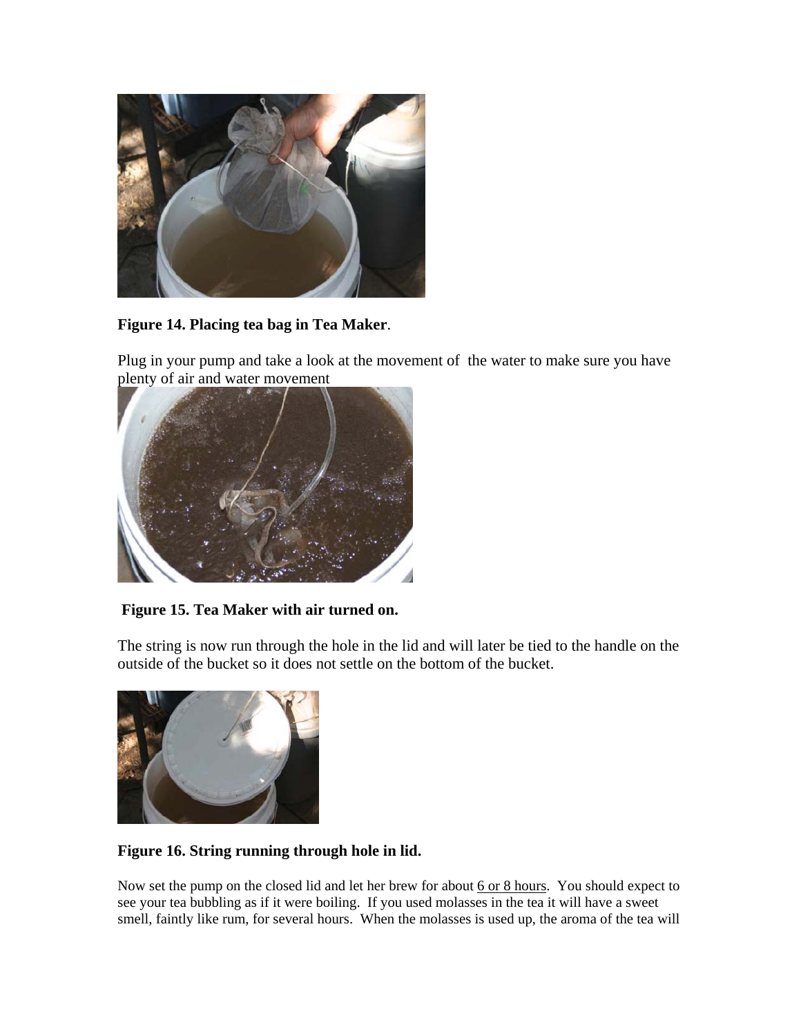**Figure 14. Placing tea bag in Tea Maker**.

Plug in your pump and take a look at the movement of the water to make sure you have plenty of air and water movement

**Figure 15. Tea Maker with air turned on.**

The string is now run through the hole in the lid and will later be tied to the handle on the outside of the bucket so it does not settle on the bottom of the bucket.

**Figure 16. String running through hole in lid.**

Now set the pump on the closed lid and let her brew for about 6 or 8 hours. You should expect to see your tea bubbling as if it were boiling. If you used molasses in the tea it will have a sweet smell, faintly like rum, for several hours. When the molasses is used up, the aroma of the tea will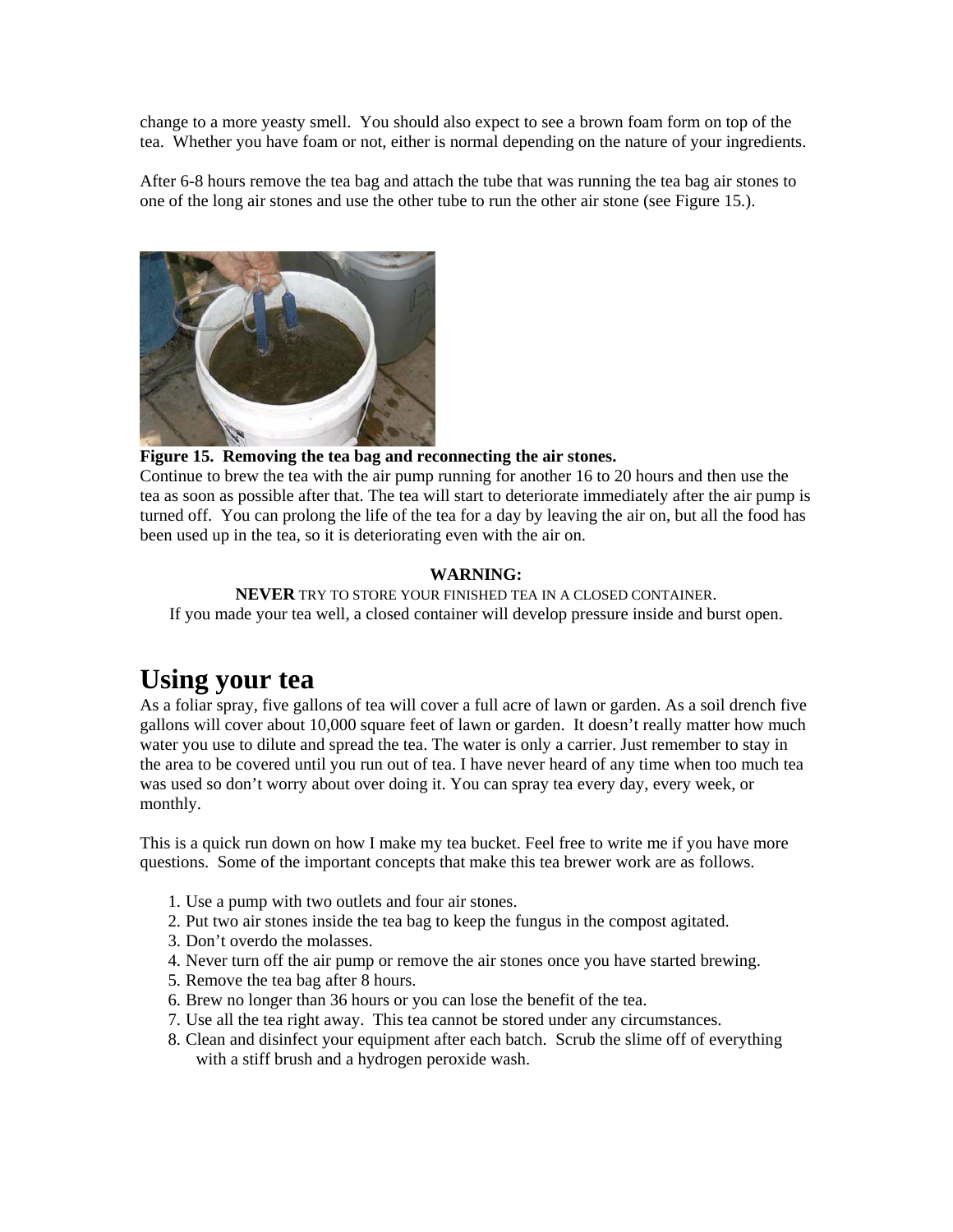change to a more yeasty smell. You should also expect to see a brown foam form on top of the tea. Whether you have foam or not, either is normal depending on the nature of your ingredients.

After 6-8 hours remove the tea bag and attach the tube that was running the tea bag air stones to one of the long air stones and use the other tube to run the other air stone (see Figure 15.).

**Figure 15. Removing the tea bag and reconnecting the air stones.**

Continue to brew the tea with the air pump running for another 16 to 20 hours and then use the tea as soon as possible after that. The tea will start to deteriorate immediately after the air pump is turned off. You can prolong the life of the tea for a day by leaving the air on, but all the food has been used up in the tea, so it is deteriorating even with the air on.

**WARNING:**

**NEVER** TRY TO STORE YOUR FINISHED TEA IN A CLOSED CONTAINER.

If you made your tea well, a closed container will develop pressure inside and burst open.

# Using your tea

As a foliar spray, five gallons of tea will cover a full acre of lawn or garden. As a soil drench five gallons will cover about 10,000 square feet of lawn or garden. It doesn't really matter how much water you use to dilute and spread the tea. The water is only a carrier. Just remember to stay in the area to be covered until you run out of tea. I have never heard of any time when too much tea was used so don't worry about over doing it. You can spray tea every day, every week, or monthly.

This is a quick run down on how I make my tea bucket. Feel free to write me if you have more questions. Some of the important concepts that make this tea brewer work are as follows.

1. Use a pump with two outlets and four air stones.
2. Put two air stones inside the tea bag to keep the fungus in the compost agitated.
3. Don't overdo the molasses.
4. Never turn off the air pump or remove the air stones once you have started brewing.
5. Remove the tea bag after 8 hours.
6. Brew no longer than 36 hours or you can lose the benefit of the tea.
7. Use all the tea right away. This tea cannot be stored under any circumstances.
8. Clean and disinfect your equipment after each batch. Scrub the slime off of everything with a stiff brush and a hydrogen peroxide wash.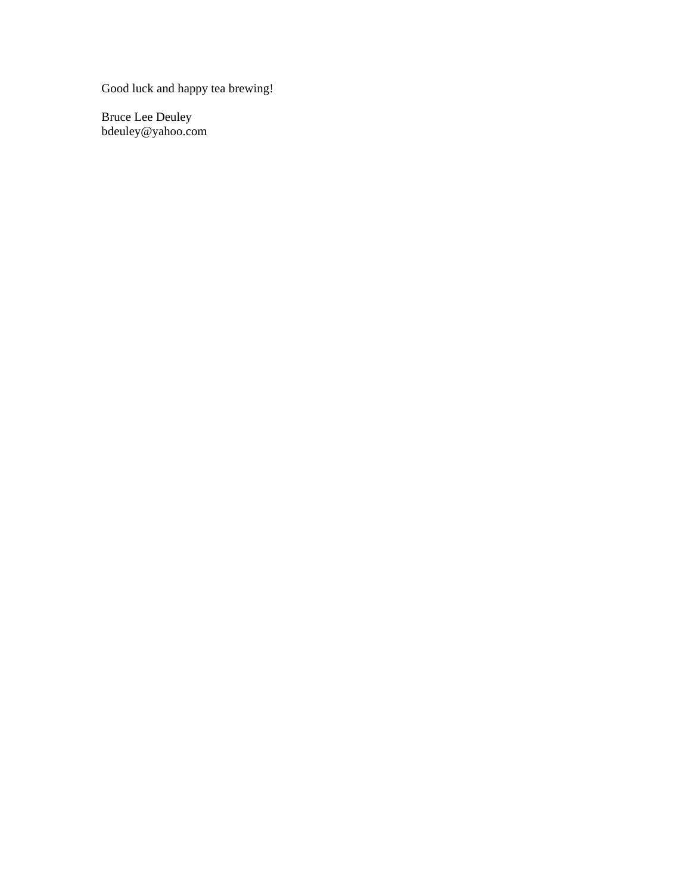Good luck and happy tea brewing!

Bruce Lee Deuley
bdeuley@yahoo.com